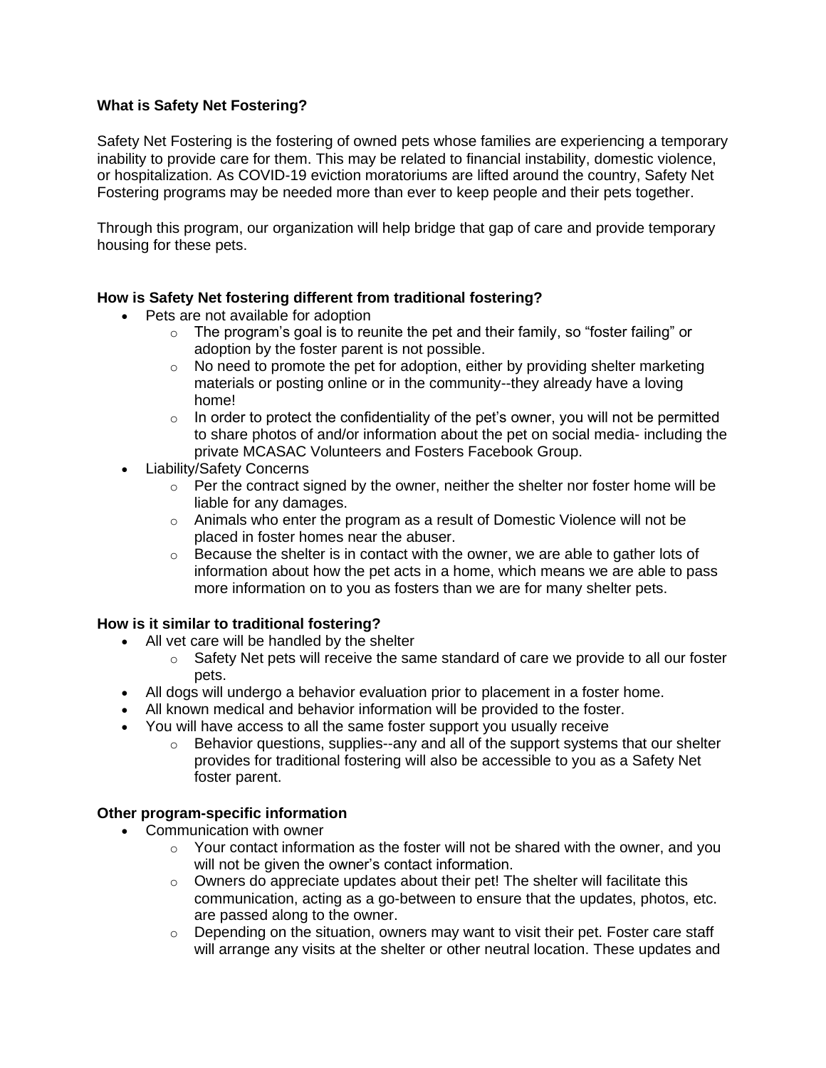**What is Safety Net Fostering?**

Safety Net Fostering is the fostering of owned pets whose families are experiencing a temporary inability to provide care for them. This may be related to financial instability, domestic violence, or hospitalization. As COVID-19 eviction moratoriums are lifted around the country, Safety Net Fostering programs may be needed more than ever to keep people and their pets together.

Through this program, our organization will help bridge that gap of care and provide temporary housing for these pets.

**How is Safety Net fostering different from traditional fostering?**

- Pets are not available for adoption
  - The program's goal is to reunite the pet and their family, so "foster failing" or adoption by the foster parent is not possible.
  - No need to promote the pet for adoption, either by providing shelter marketing materials or posting online or in the community--they already have a loving home!
  - In order to protect the confidentiality of the pet's owner, you will not be permitted to share photos of and/or information about the pet on social media- including the private MCASAC Volunteers and Fosters Facebook Group.
- Liability/Safety Concerns
  - Per the contract signed by the owner, neither the shelter nor foster home will be liable for any damages.
  - Animals who enter the program as a result of Domestic Violence will not be placed in foster homes near the abuser.
  - Because the shelter is in contact with the owner, we are able to gather lots of information about how the pet acts in a home, which means we are able to pass more information on to you as fosters than we are for many shelter pets.

**How is it similar to traditional fostering?**

- All vet care will be handled by the shelter
  - Safety Net pets will receive the same standard of care we provide to all our foster pets.
- All dogs will undergo a behavior evaluation prior to placement in a foster home.
- All known medical and behavior information will be provided to the foster.
- You will have access to all the same foster support you usually receive
  - Behavior questions, supplies--any and all of the support systems that our shelter provides for traditional fostering will also be accessible to you as a Safety Net foster parent.

**Other program-specific information**

- Communication with owner
  - Your contact information as the foster will not be shared with the owner, and you will not be given the owner's contact information.
  - Owners do appreciate updates about their pet! The shelter will facilitate this communication, acting as a go-between to ensure that the updates, photos, etc. are passed along to the owner.
  - Depending on the situation, owners may want to visit their pet. Foster care staff will arrange any visits at the shelter or other neutral location. These updates and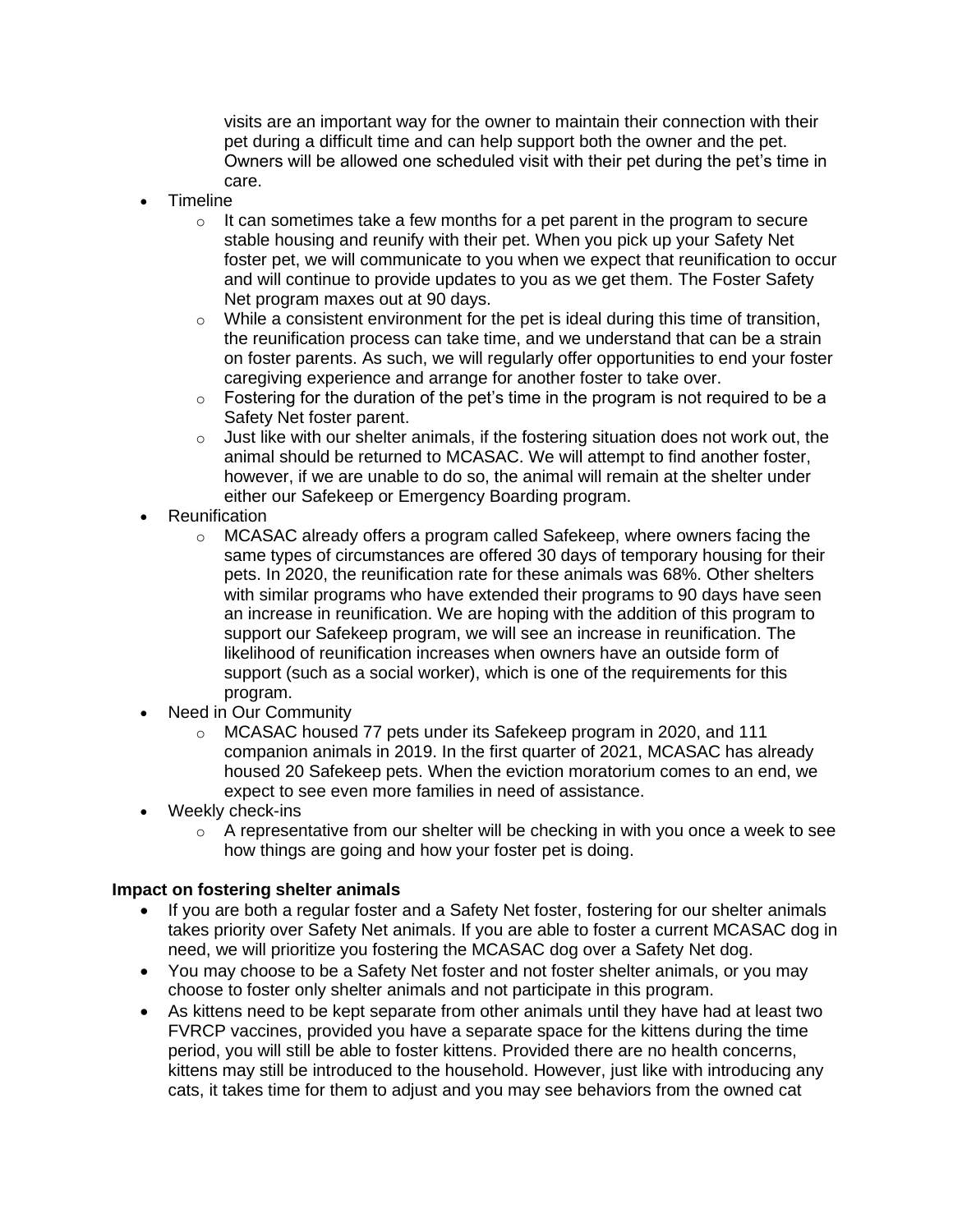visits are an important way for the owner to maintain their connection with their pet during a difficult time and can help support both the owner and the pet. Owners will be allowed one scheduled visit with their pet during the pet's time in care.

- Timeline
  - It can sometimes take a few months for a pet parent in the program to secure stable housing and reunify with their pet. When you pick up your Safety Net foster pet, we will communicate to you when we expect that reunification to occur and will continue to provide updates to you as we get them. The Foster Safety Net program maxes out at 90 days.
  - While a consistent environment for the pet is ideal during this time of transition, the reunification process can take time, and we understand that can be a strain on foster parents. As such, we will regularly offer opportunities to end your foster caregiving experience and arrange for another foster to take over.
  - Fostering for the duration of the pet's time in the program is not required to be a Safety Net foster parent.
  - Just like with our shelter animals, if the fostering situation does not work out, the animal should be returned to MCASAC. We will attempt to find another foster, however, if we are unable to do so, the animal will remain at the shelter under either our Safekeep or Emergency Boarding program.
- Reunification
  - MCASAC already offers a program called Safekeep, where owners facing the same types of circumstances are offered 30 days of temporary housing for their pets. In 2020, the reunification rate for these animals was 68%. Other shelters with similar programs who have extended their programs to 90 days have seen an increase in reunification. We are hoping with the addition of this program to support our Safekeep program, we will see an increase in reunification. The likelihood of reunification increases when owners have an outside form of support (such as a social worker), which is one of the requirements for this program.
- Need in Our Community
  - MCASAC housed 77 pets under its Safekeep program in 2020, and 111 companion animals in 2019. In the first quarter of 2021, MCASAC has already housed 20 Safekeep pets. When the eviction moratorium comes to an end, we expect to see even more families in need of assistance.
- Weekly check-ins
  - A representative from our shelter will be checking in with you once a week to see how things are going and how your foster pet is doing.

**Impact on fostering shelter animals**

- If you are both a regular foster and a Safety Net foster, fostering for our shelter animals takes priority over Safety Net animals. If you are able to foster a current MCASAC dog in need, we will prioritize you fostering the MCASAC dog over a Safety Net dog.
- You may choose to be a Safety Net foster and not foster shelter animals, or you may choose to foster only shelter animals and not participate in this program.
- As kittens need to be kept separate from other animals until they have had at least two FVRCP vaccines, provided you have a separate space for the kittens during the time period, you will still be able to foster kittens. Provided there are no health concerns, kittens may still be introduced to the household. However, just like with introducing any cats, it takes time for them to adjust and you may see behaviors from the owned cat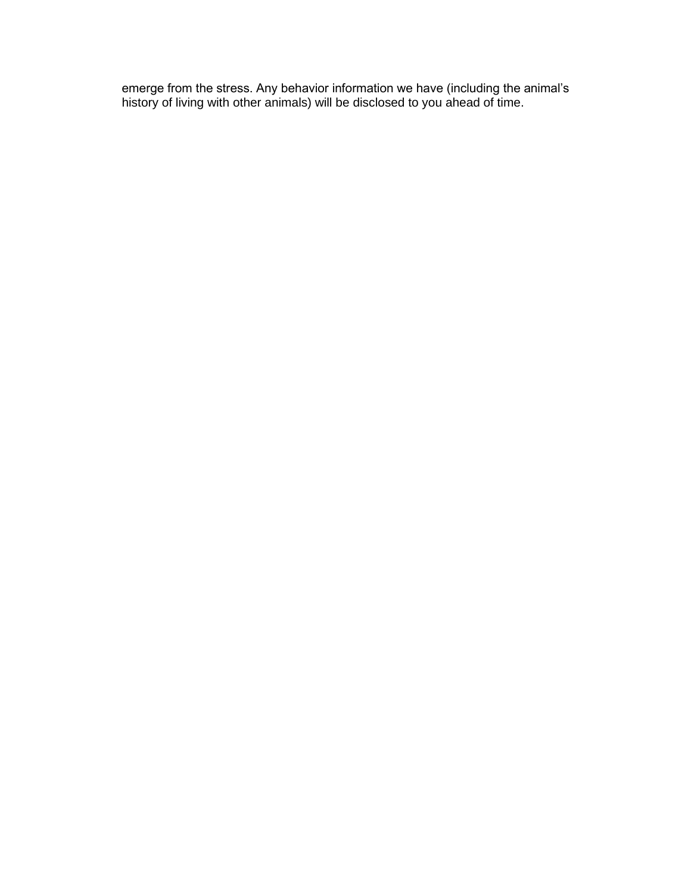emerge from the stress. Any behavior information we have (including the animal's history of living with other animals) will be disclosed to you ahead of time.